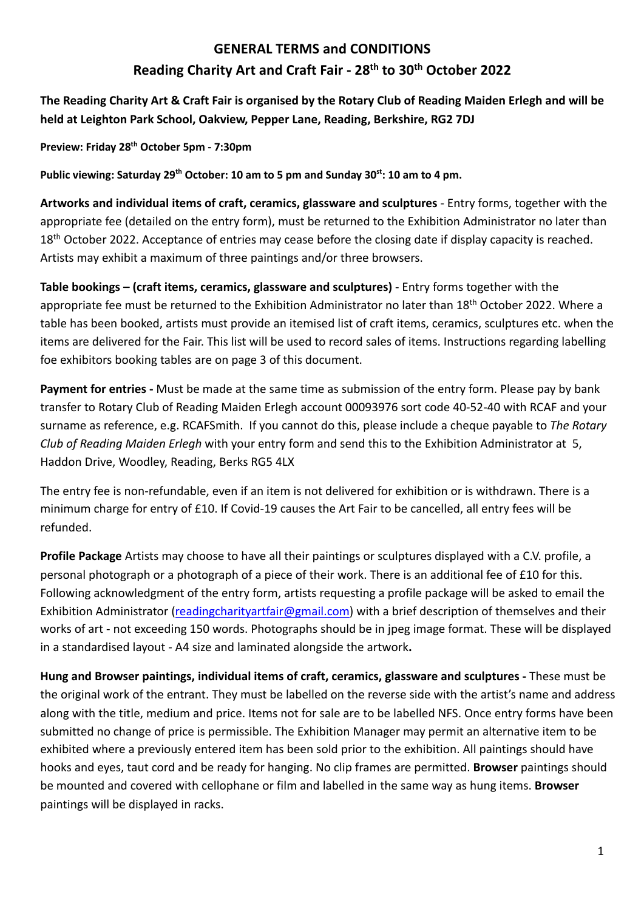# GENERAL TERMS and CONDITIONS

## Reading Charity Art and Craft Fair - 28th to 30th October 2022

**The Reading Charity Art & Craft Fair is organised by the Rotary Club of Reading Maiden Erlegh and will be held at Leighton Park School, Oakview, Pepper Lane, Reading, Berkshire, RG2 7DJ**

**Preview: Friday 28th October 5pm - 7:30pm**

**Public viewing: Saturday 29th October: 10 am to 5 pm and Sunday 30st: 10 am to 4 pm.**

**Artworks and individual items of craft, ceramics, glassware and sculptures** - Entry forms, together with the appropriate fee (detailed on the entry form), must be returned to the Exhibition Administrator no later than 18th October 2022. Acceptance of entries may cease before the closing date if display capacity is reached. Artists may exhibit a maximum of three paintings and/or three browsers.

**Table bookings – (craft items, ceramics, glassware and sculptures)** - Entry forms together with the appropriate fee must be returned to the Exhibition Administrator no later than 18th October 2022. Where a table has been booked, artists must provide an itemised list of craft items, ceramics, sculptures etc. when the items are delivered for the Fair. This list will be used to record sales of items. Instructions regarding labelling foe exhibitors booking tables are on page 3 of this document.

**Payment for entries -** Must be made at the same time as submission of the entry form. Please pay by bank transfer to Rotary Club of Reading Maiden Erlegh account 00093976 sort code 40-52-40 with RCAF and your surname as reference, e.g. RCAFSmith. If you cannot do this, please include a cheque payable to *The Rotary Club of Reading Maiden Erlegh* with your entry form and send this to the Exhibition Administrator at 5, Haddon Drive, Woodley, Reading, Berks RG5 4LX

The entry fee is non-refundable, even if an item is not delivered for exhibition or is withdrawn. There is a minimum charge for entry of £10. If Covid-19 causes the Art Fair to be cancelled, all entry fees will be refunded.

**Profile Package** Artists may choose to have all their paintings or sculptures displayed with a C.V. profile, a personal photograph or a photograph of a piece of their work. There is an additional fee of £10 for this. Following acknowledgment of the entry form, artists requesting a profile package will be asked to email the Exhibition Administrator (readingcharityartfair@gmail.com) with a brief description of themselves and their works of art - not exceeding 150 words. Photographs should be in jpeg image format. These will be displayed in a standardised layout - A4 size and laminated alongside the artwork**.**

**Hung and Browser paintings, individual items of craft, ceramics, glassware and sculptures -** These must be the original work of the entrant. They must be labelled on the reverse side with the artist's name and address along with the title, medium and price. Items not for sale are to be labelled NFS. Once entry forms have been submitted no change of price is permissible. The Exhibition Manager may permit an alternative item to be exhibited where a previously entered item has been sold prior to the exhibition. All paintings should have hooks and eyes, taut cord and be ready for hanging. No clip frames are permitted. **Browser** paintings should be mounted and covered with cellophane or film and labelled in the same way as hung items. **Browser** paintings will be displayed in racks.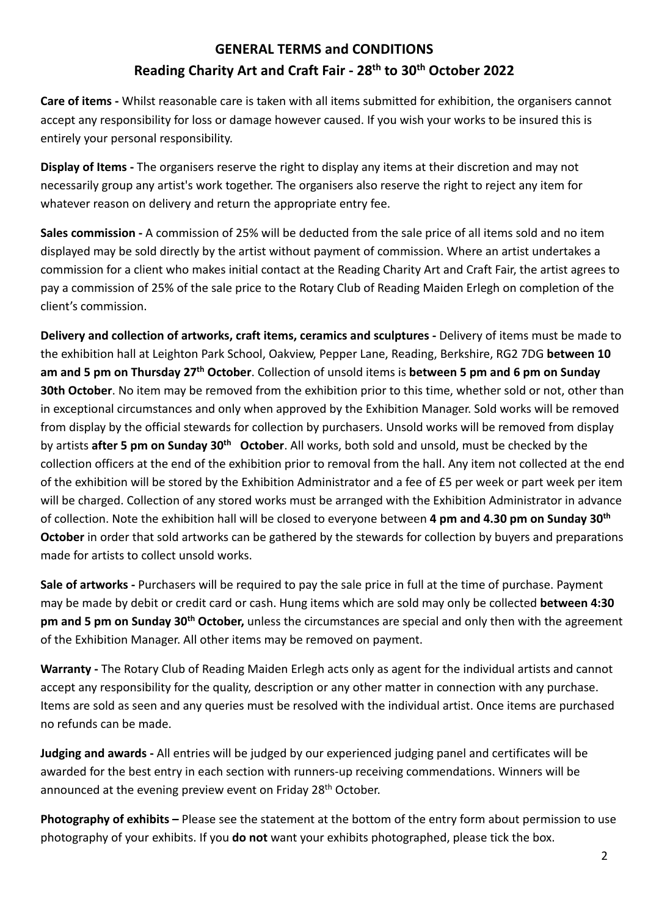# GENERAL TERMS and CONDITIONS

## Reading Charity Art and Craft Fair - 28th to 30th October 2022

**Care of items -** Whilst reasonable care is taken with all items submitted for exhibition, the organisers cannot accept any responsibility for loss or damage however caused. If you wish your works to be insured this is entirely your personal responsibility.

**Display of Items -** The organisers reserve the right to display any items at their discretion and may not necessarily group any artist's work together. The organisers also reserve the right to reject any item for whatever reason on delivery and return the appropriate entry fee.

**Sales commission -** A commission of 25% will be deducted from the sale price of all items sold and no item displayed may be sold directly by the artist without payment of commission. Where an artist undertakes a commission for a client who makes initial contact at the Reading Charity Art and Craft Fair, the artist agrees to pay a commission of 25% of the sale price to the Rotary Club of Reading Maiden Erlegh on completion of the client's commission.

**Delivery and collection of artworks, craft items, ceramics and sculptures -** Delivery of items must be made to the exhibition hall at Leighton Park School, Oakview, Pepper Lane, Reading, Berkshire, RG2 7DG **between 10 am and 5 pm on Thursday 27th October**. Collection of unsold items is **between 5 pm and 6 pm on Sunday 30th October**. No item may be removed from the exhibition prior to this time, whether sold or not, other than in exceptional circumstances and only when approved by the Exhibition Manager. Sold works will be removed from display by the official stewards for collection by purchasers. Unsold works will be removed from display by artists **after 5 pm on Sunday 30th October**. All works, both sold and unsold, must be checked by the collection officers at the end of the exhibition prior to removal from the hall. Any item not collected at the end of the exhibition will be stored by the Exhibition Administrator and a fee of £5 per week or part week per item will be charged. Collection of any stored works must be arranged with the Exhibition Administrator in advance of collection. Note the exhibition hall will be closed to everyone between **4 pm and 4.30 pm on Sunday 30th October** in order that sold artworks can be gathered by the stewards for collection by buyers and preparations made for artists to collect unsold works.

**Sale of artworks -** Purchasers will be required to pay the sale price in full at the time of purchase. Payment may be made by debit or credit card or cash. Hung items which are sold may only be collected **between 4:30 pm and 5 pm on Sunday 30th October,** unless the circumstances are special and only then with the agreement of the Exhibition Manager. All other items may be removed on payment.

**Warranty -** The Rotary Club of Reading Maiden Erlegh acts only as agent for the individual artists and cannot accept any responsibility for the quality, description or any other matter in connection with any purchase. Items are sold as seen and any queries must be resolved with the individual artist. Once items are purchased no refunds can be made.

**Judging and awards -** All entries will be judged by our experienced judging panel and certificates will be awarded for the best entry in each section with runners-up receiving commendations. Winners will be announced at the evening preview event on Friday 28th October.

**Photography of exhibits –** Please see the statement at the bottom of the entry form about permission to use photography of your exhibits. If you **do not** want your exhibits photographed, please tick the box.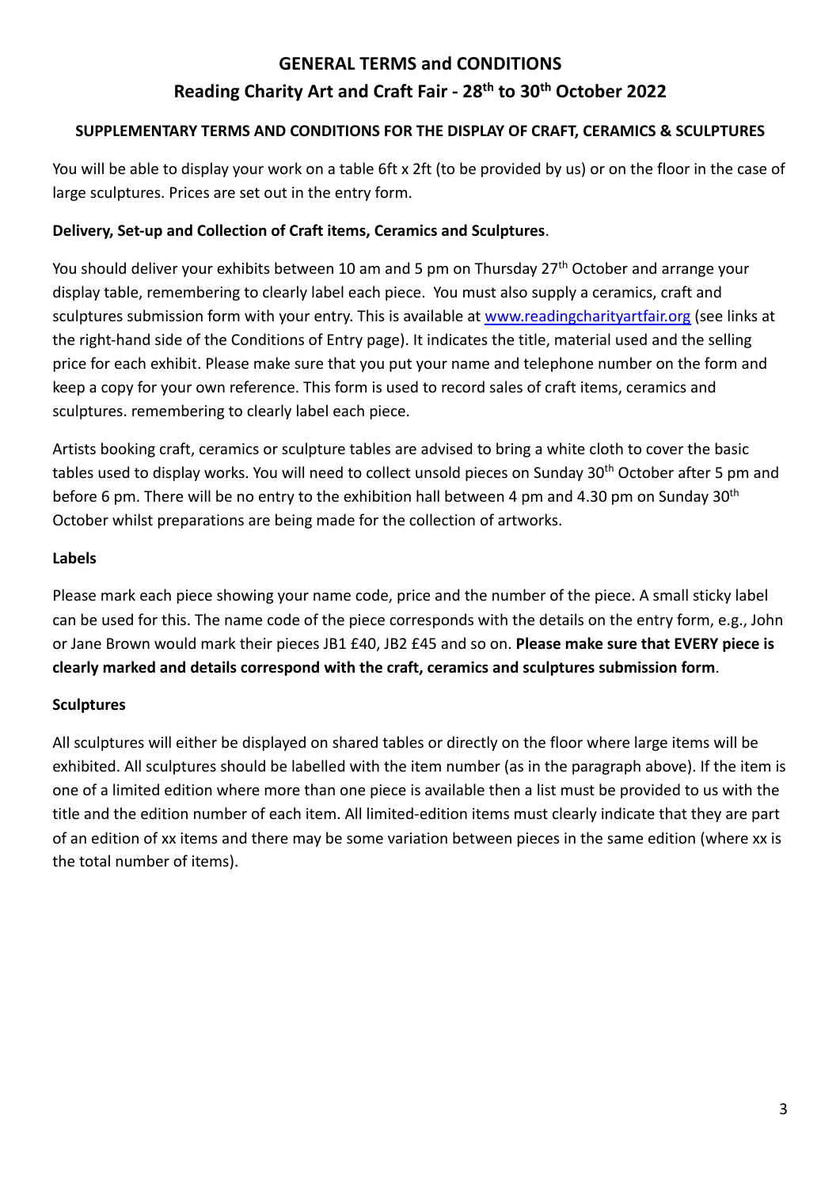# GENERAL TERMS and CONDITIONS

## Reading Charity Art and Craft Fair - 28th to 30th October 2022

### SUPPLEMENTARY TERMS AND CONDITIONS FOR THE DISPLAY OF CRAFT, CERAMICS & SCULPTURES

You will be able to display your work on a table 6ft x 2ft (to be provided by us) or on the floor in the case of large sculptures. Prices are set out in the entry form.

**Delivery, Set-up and Collection of Craft items, Ceramics and Sculptures**.

You should deliver your exhibits between 10 am and 5 pm on Thursday 27th October and arrange your display table, remembering to clearly label each piece. You must also supply a ceramics, craft and sculptures submission form with your entry. This is available at [www.readingcharityartfair.org](www.readingcharityartfair.org) (see links at the right-hand side of the Conditions of Entry page). It indicates the title, material used and the selling price for each exhibit. Please make sure that you put your name and telephone number on the form and keep a copy for your own reference. This form is used to record sales of craft items, ceramics and sculptures. remembering to clearly label each piece.

Artists booking craft, ceramics or sculpture tables are advised to bring a white cloth to cover the basic tables used to display works. You will need to collect unsold pieces on Sunday 30th October after 5 pm and before 6 pm. There will be no entry to the exhibition hall between 4 pm and 4.30 pm on Sunday 30th October whilst preparations are being made for the collection of artworks.

**Labels**

Please mark each piece showing your name code, price and the number of the piece. A small sticky label can be used for this. The name code of the piece corresponds with the details on the entry form, e.g., John or Jane Brown would mark their pieces JB1 £40, JB2 £45 and so on. **Please make sure that EVERY piece is clearly marked and details correspond with the craft, ceramics and sculptures submission form**.

**Sculptures**

All sculptures will either be displayed on shared tables or directly on the floor where large items will be exhibited. All sculptures should be labelled with the item number (as in the paragraph above). If the item is one of a limited edition where more than one piece is available then a list must be provided to us with the title and the edition number of each item. All limited-edition items must clearly indicate that they are part of an edition of xx items and there may be some variation between pieces in the same edition (where xx is the total number of items).